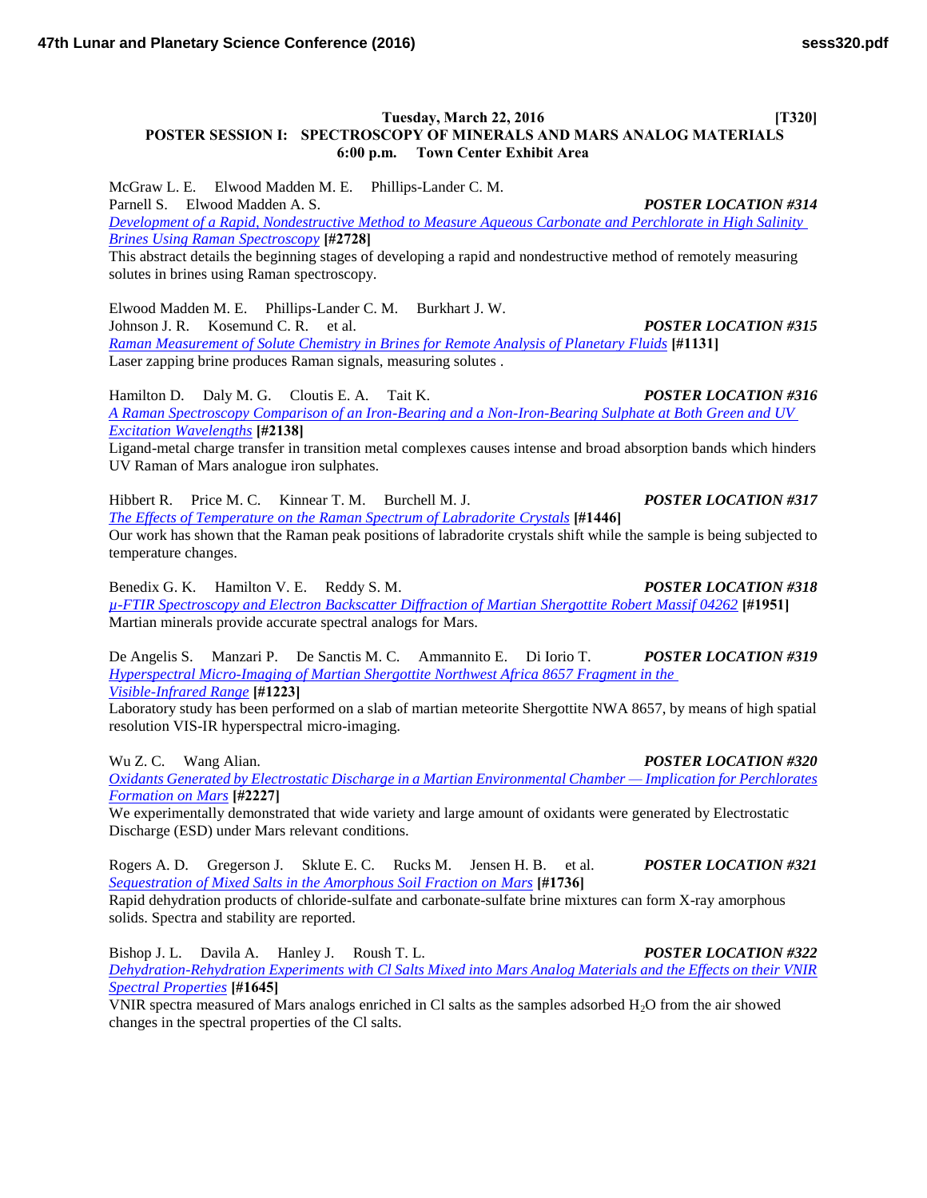**Tuesday, March 22, 2016** **[T320]**

## POSTER SESSION I: SPECTROSCOPY OF MINERALS AND MARS ANALOG MATERIALS

**6:00 p.m. Town Center Exhibit Area**

McGraw L. E. Elwood Madden M. E. Phillips-Lander C. M. Parnell S. Elwood Madden A. S. ***POSTER LOCATION #314***

*Development of a Rapid, Nondestructive Method to Measure Aqueous Carbonate and Perchlorate in High Salinity Brines Using Raman Spectroscopy* **[#2728]**

This abstract details the beginning stages of developing a rapid and nondestructive method of remotely measuring solutes in brines using Raman spectroscopy.

Elwood Madden M. E. Phillips-Lander C. M. Burkhart J. W. Johnson J. R. Kosemund C. R. et al. ***POSTER LOCATION #315***

*Raman Measurement of Solute Chemistry in Brines for Remote Analysis of Planetary Fluids* **[#1131]**

Laser zapping brine produces Raman signals, measuring solutes .

Hamilton D. Daly M. G. Cloutis E. A. Tait K. ***POSTER LOCATION #316***

*A Raman Spectroscopy Comparison of an Iron-Bearing and a Non-Iron-Bearing Sulphate at Both Green and UV Excitation Wavelengths* **[#2138]**

Ligand-metal charge transfer in transition metal complexes causes intense and broad absorption bands which hinders UV Raman of Mars analogue iron sulphates.

Hibbert R. Price M. C. Kinnear T. M. Burchell M. J. ***POSTER LOCATION #317***

*The Effects of Temperature on the Raman Spectrum of Labradorite Crystals* **[#1446]**

Our work has shown that the Raman peak positions of labradorite crystals shift while the sample is being subjected to temperature changes.

Benedix G. K. Hamilton V. E. Reddy S. M. ***POSTER LOCATION #318***

*µ-FTIR Spectroscopy and Electron Backscatter Diffraction of Martian Shergottite Robert Massif 04262* **[#1951]**

Martian minerals provide accurate spectral analogs for Mars.

De Angelis S. Manzari P. De Sanctis M. C. Ammannito E. Di Iorio T. ***POSTER LOCATION #319***

*Hyperspectral Micro-Imaging of Martian Shergottite Northwest Africa 8657 Fragment in the Visible-Infrared Range* **[#1223]**

Laboratory study has been performed on a slab of martian meteorite Shergottite NWA 8657, by means of high spatial resolution VIS-IR hyperspectral micro-imaging.

Wu Z. C. Wang Alian. ***POSTER LOCATION #320***

*Oxidants Generated by Electrostatic Discharge in a Martian Environmental Chamber — Implication for Perchlorates Formation on Mars* **[#2227]**

We experimentally demonstrated that wide variety and large amount of oxidants were generated by Electrostatic Discharge (ESD) under Mars relevant conditions.

Rogers A. D. Gregerson J. Sklute E. C. Rucks M. Jensen H. B. et al. ***POSTER LOCATION #321***

*Sequestration of Mixed Salts in the Amorphous Soil Fraction on Mars* **[#1736]**

Rapid dehydration products of chloride-sulfate and carbonate-sulfate brine mixtures can form X-ray amorphous solids. Spectra and stability are reported.

Bishop J. L. Davila A. Hanley J. Roush T. L. ***POSTER LOCATION #322***

*Dehydration-Rehydration Experiments with Cl Salts Mixed into Mars Analog Materials and the Effects on their VNIR Spectral Properties* **[#1645]**

VNIR spectra measured of Mars analogs enriched in Cl salts as the samples adsorbed $H_2O$ from the air showed changes in the spectral properties of the Cl salts.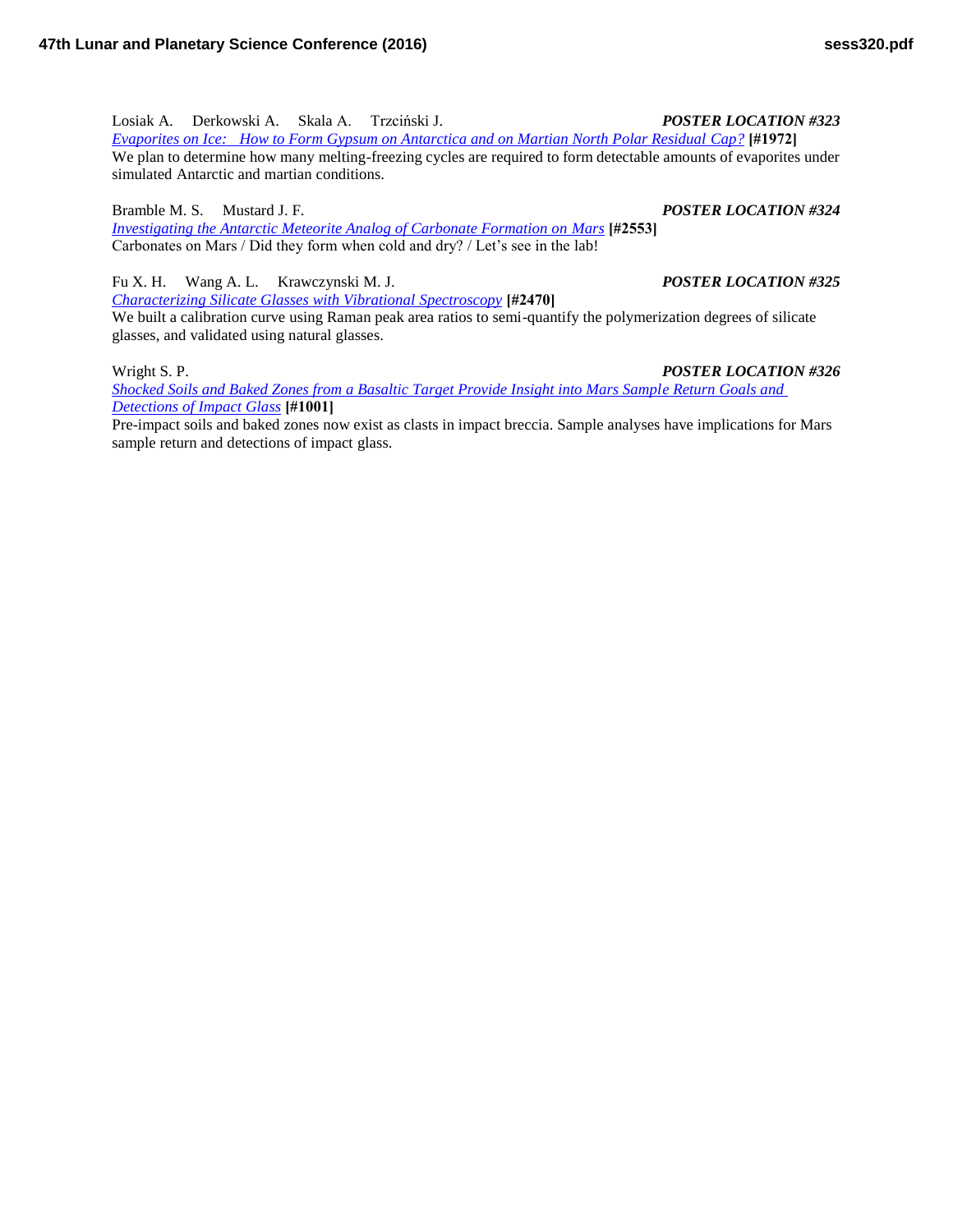Losiak A. Derkowski A. Skala A. Trzciński J. ***POSTER LOCATION #323***

*Evaporites on Ice: How to Form Gypsum on Antarctica and on Martian North Polar Residual Cap?* **[#1972]**

We plan to determine how many melting-freezing cycles are required to form detectable amounts of evaporites under simulated Antarctic and martian conditions.

Bramble M. S. Mustard J. F. ***POSTER LOCATION #324***

*Investigating the Antarctic Meteorite Analog of Carbonate Formation on Mars* **[#2553]**

Carbonates on Mars / Did they form when cold and dry? / Let's see in the lab!

Fu X. H. Wang A. L. Krawczynski M. J. ***POSTER LOCATION #325***

*Characterizing Silicate Glasses with Vibrational Spectroscopy* **[#2470]**

We built a calibration curve using Raman peak area ratios to semi-quantify the polymerization degrees of silicate glasses, and validated using natural glasses.

Wright S. P. ***POSTER LOCATION #326***

*Shocked Soils and Baked Zones from a Basaltic Target Provide Insight into Mars Sample Return Goals and Detections of Impact Glass* **[#1001]**

Pre-impact soils and baked zones now exist as clasts in impact breccia. Sample analyses have implications for Mars sample return and detections of impact glass.